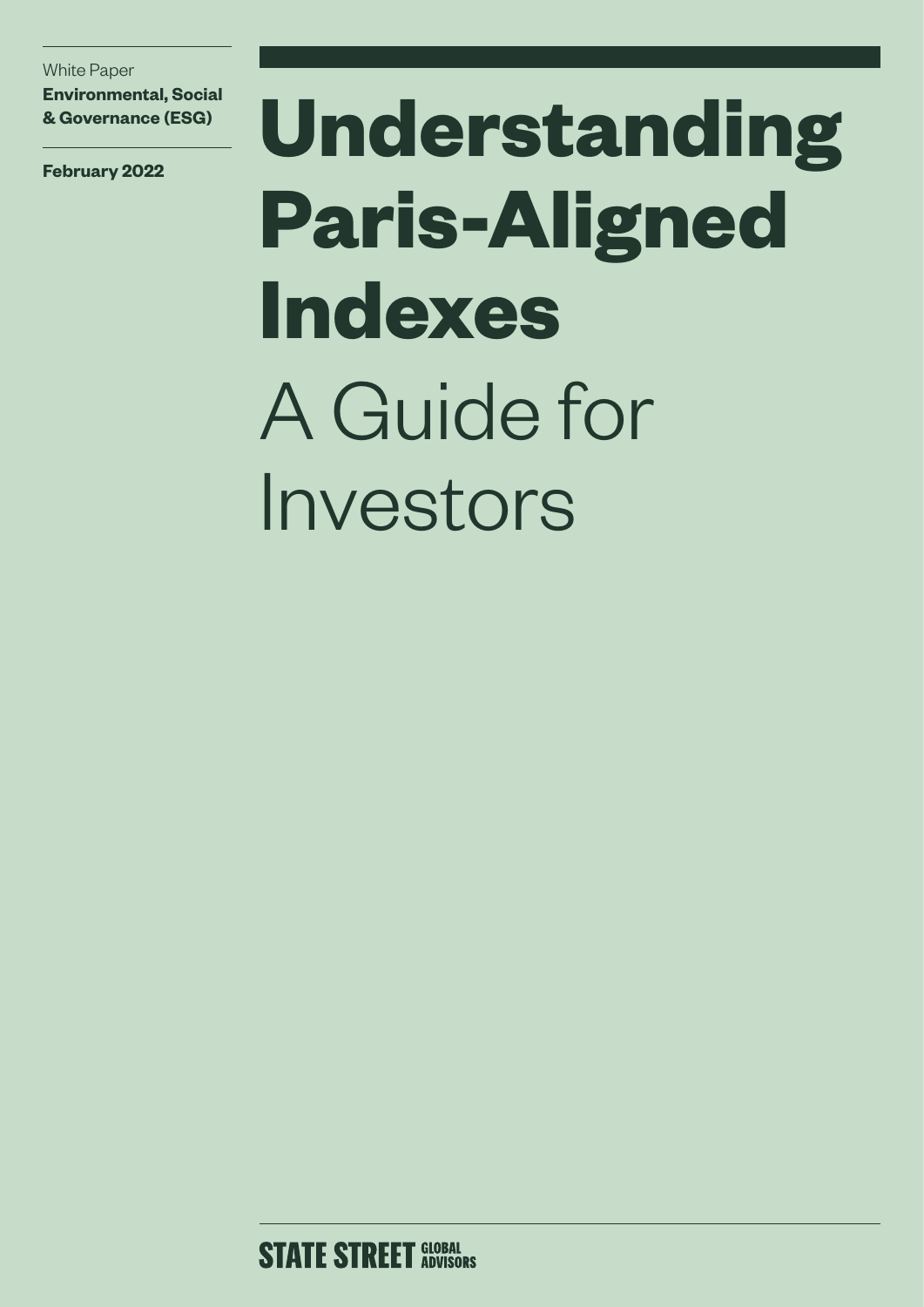White Paper
**Environmental, Social & Governance (ESG)**

**February 2022**

# Understanding Paris-Aligned Indexes

## A Guide for Investors

STATE STREET GLOBAL ADVISORS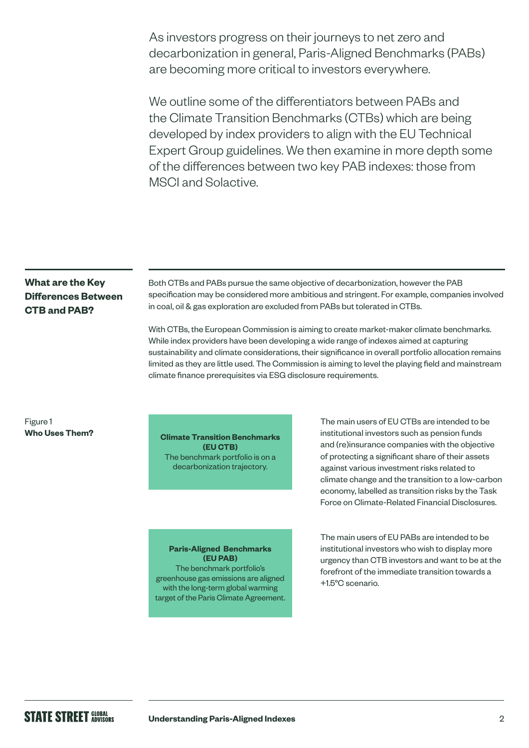As investors progress on their journeys to net zero and decarbonization in general, Paris-Aligned Benchmarks (PABs) are becoming more critical to investors everywhere.

We outline some of the differentiators between PABs and the Climate Transition Benchmarks (CTBs) which are being developed by index providers to align with the EU Technical Expert Group guidelines. We then examine in more depth some of the differences between two key PAB indexes: those from MSCI and Solactive.

## What are the Key Differences Between CTB and PAB?

Both CTBs and PABs pursue the same objective of decarbonization, however the PAB specification may be considered more ambitious and stringent. For example, companies involved in coal, oil & gas exploration are excluded from PABs but tolerated in CTBs.

With CTBs, the European Commission is aiming to create market-maker climate benchmarks. While index providers have been developing a wide range of indexes aimed at capturing sustainability and climate considerations, their significance in overall portfolio allocation remains limited as they are little used. The Commission is aiming to level the playing field and mainstream climate finance prerequisites via ESG disclosure requirements.

Figure 1
**Who Uses Them?**

**Climate Transition Benchmarks (EU CTB)**
The benchmark portfolio is on a decarbonization trajectory.

The main users of EU CTBs are intended to be institutional investors such as pension funds and (re)insurance companies with the objective of protecting a significant share of their assets against various investment risks related to climate change and the transition to a low-carbon economy, labelled as transition risks by the Task Force on Climate-Related Financial Disclosures.

**Paris-Aligned Benchmarks (EU PAB)**
The benchmark portfolio's greenhouse gas emissions are aligned with the long-term global warming target of the Paris Climate Agreement.

The main users of EU PABs are intended to be institutional investors who wish to display more urgency than CTB investors and want to be at the forefront of the immediate transition towards a +1.5°C scenario.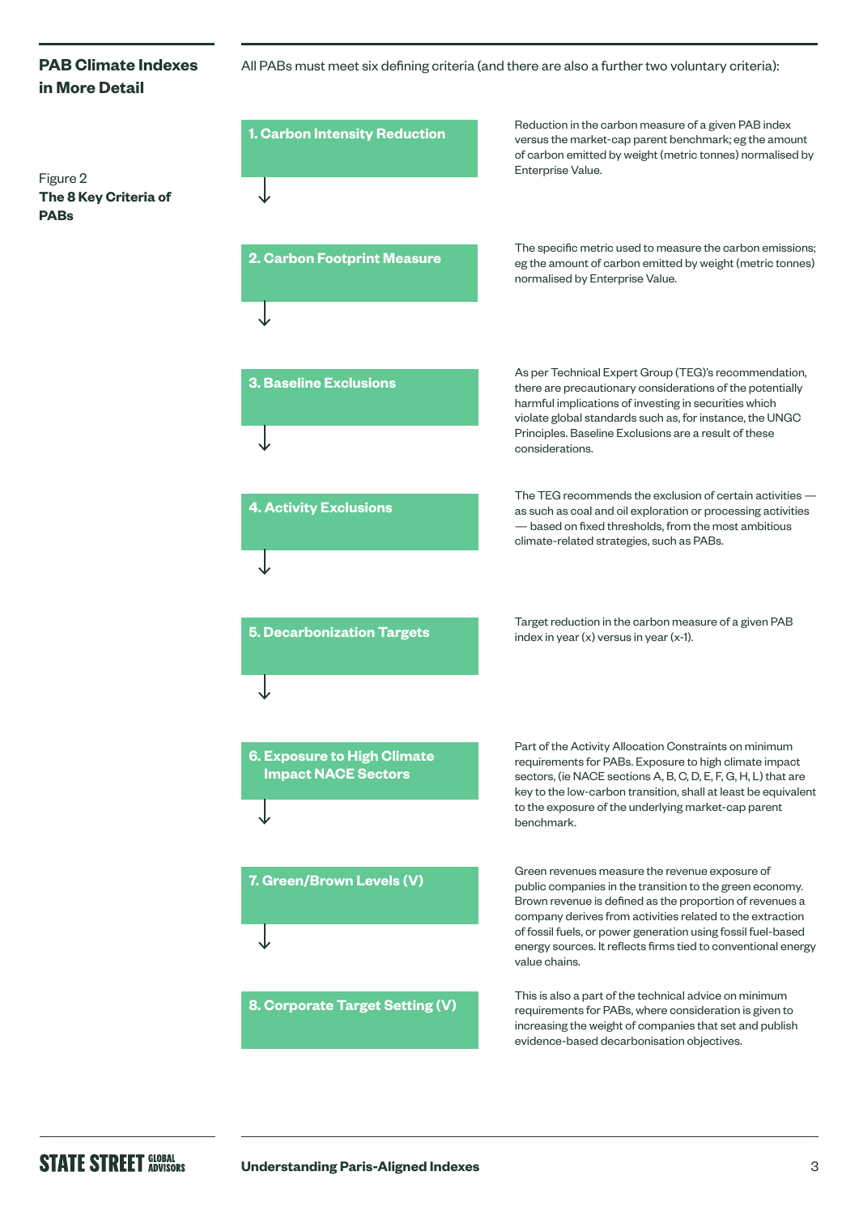## PAB Climate Indexes in More Detail

All PABs must meet six defining criteria (and there are also a further two voluntary criteria):

Figure 2
**The 8 Key Criteria of PABs**

**1. Carbon Intensity Reduction**

Reduction in the carbon measure of a given PAB index versus the market-cap parent benchmark; eg the amount of carbon emitted by weight (metric tonnes) normalised by Enterprise Value.

**2. Carbon Footprint Measure**

The specific metric used to measure the carbon emissions; eg the amount of carbon emitted by weight (metric tonnes) normalised by Enterprise Value.

**3. Baseline Exclusions**

As per Technical Expert Group (TEG)'s recommendation, there are precautionary considerations of the potentially harmful implications of investing in securities which violate global standards such as, for instance, the UNGC Principles. Baseline Exclusions are a result of these considerations.

**4. Activity Exclusions**

The TEG recommends the exclusion of certain activities — as such as coal and oil exploration or processing activities — based on fixed thresholds, from the most ambitious climate-related strategies, such as PABs.

**5. Decarbonization Targets**

Target reduction in the carbon measure of a given PAB index in year (x) versus in year (x-1).

**6. Exposure to High Climate Impact NACE Sectors**

Part of the Activity Allocation Constraints on minimum requirements for PABs. Exposure to high climate impact sectors, (ie NACE sections A, B, C, D, E, F, G, H, L) that are key to the low-carbon transition, shall at least be equivalent to the exposure of the underlying market-cap parent benchmark.

**7. Green/Brown Levels (V)**

Green revenues measure the revenue exposure of public companies in the transition to the green economy. Brown revenue is defined as the proportion of revenues a company derives from activities related to the extraction of fossil fuels, or power generation using fossil fuel-based energy sources. It reflects firms tied to conventional energy value chains.

**8. Corporate Target Setting (V)**

This is also a part of the technical advice on minimum requirements for PABs, where consideration is given to increasing the weight of companies that set and publish evidence-based decarbonisation objectives.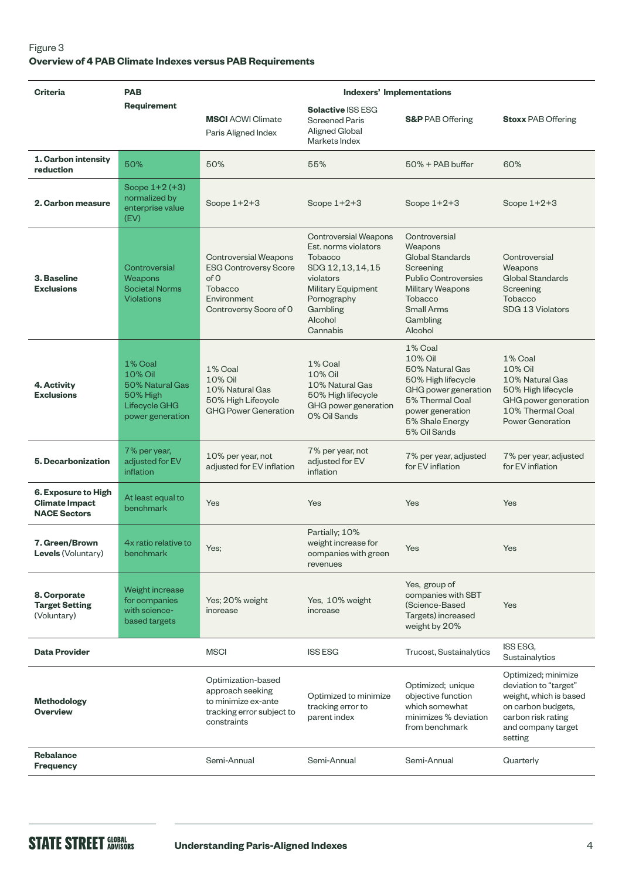Figure 3

**Overview of 4 PAB Climate Indexes versus PAB Requirements**

| Criteria | PAB Requirement | Indexers' Implementations | | | |
|---|---|---|---|---|---|
| | | **MSCI** ACWI Climate Paris Aligned Index | **Solactive** ISS ESG Screened Paris Aligned Global Markets Index | **S&P** PAB Offering | **Stoxx** PAB Offering |
| **1. Carbon intensity reduction** | 50% | 50% | 55% | 50% + PAB buffer | 60% |
| **2. Carbon measure** | Scope 1+2 (+3) normalized by enterprise value (EV) | Scope 1+2+3 | Scope 1+2+3 | Scope 1+2+3 | Scope 1+2+3 |
| **3. Baseline Exclusions** | Controversial Weapons<br>Societal Norms Violations | Controversial Weapons<br>ESG Controversy Score of 0<br>Tobacco<br>Environment Controversy Score of 0 | Controversial Weapons<br>Est. norms violators<br>Tobacco<br>SDG 12, 13, 14, 15 violators<br>Military Equipment<br>Pornography<br>Gambling<br>Alcohol<br>Cannabis | Controversial Weapons<br>Global Standards Screening<br>Public Controversies<br>Military Weapons<br>Tobacco<br>Small Arms<br>Gambling<br>Alcohol | Controversial Weapons<br>Global Standards Screening<br>Tobacco<br>SDG 13 Violators |
| **4. Activity Exclusions** | 1% Coal<br>10% Oil<br>50% Natural Gas<br>50% High Lifecycle GHG power generation | 1% Coal<br>10% Oil<br>10% Natural Gas<br>50% High Lifecycle GHG Power Generation | 1% Coal<br>10% Oil<br>10% Natural Gas<br>50% High lifecycle GHG power generation<br>0% Oil Sands | 1% Coal<br>10% Oil<br>50% Natural Gas<br>50% High lifecycle GHG power generation<br>5% Thermal Coal power generation<br>5% Shale Energy<br>5% Oil Sands | 1% Coal<br>10% Oil<br>10% Natural Gas<br>50% High lifecycle GHG power generation<br>10% Thermal Coal Power Generation |
| **5. Decarbonization** | 7% per year, adjusted for EV inflation | 10% per year, not adjusted for EV inflation | 7% per year, not adjusted for EV inflation | 7% per year, adjusted for EV inflation | 7% per year, adjusted for EV inflation |
| **6. Exposure to High Climate Impact NACE Sectors** | At least equal to benchmark | Yes | Yes | Yes | Yes |
| **7. Green/Brown Levels** (Voluntary) | 4x ratio relative to benchmark | Yes; | Partially; 10% weight increase for companies with green revenues | Yes | Yes |
| **8. Corporate Target Setting** (Voluntary) | Weight increase for companies with science-based targets | Yes; 20% weight increase | Yes, 10% weight increase | Yes, group of companies with SBT (Science-Based Targets) increased weight by 20% | Yes |
| **Data Provider** | | MSCI | ISS ESG | Trucost, Sustainalytics | ISS ESG, Sustainalytics |
| **Methodology Overview** | | Optimization-based approach seeking to minimize ex-ante tracking error subject to constraints | Optimized to minimize tracking error to parent index | Optimized; unique objective function which somewhat minimizes % deviation from benchmark | Optimized; minimize deviation to "target" weight, which is based on carbon budgets, carbon risk rating and company target setting |
| **Rebalance Frequency** | | Semi-Annual | Semi-Annual | Semi-Annual | Quarterly |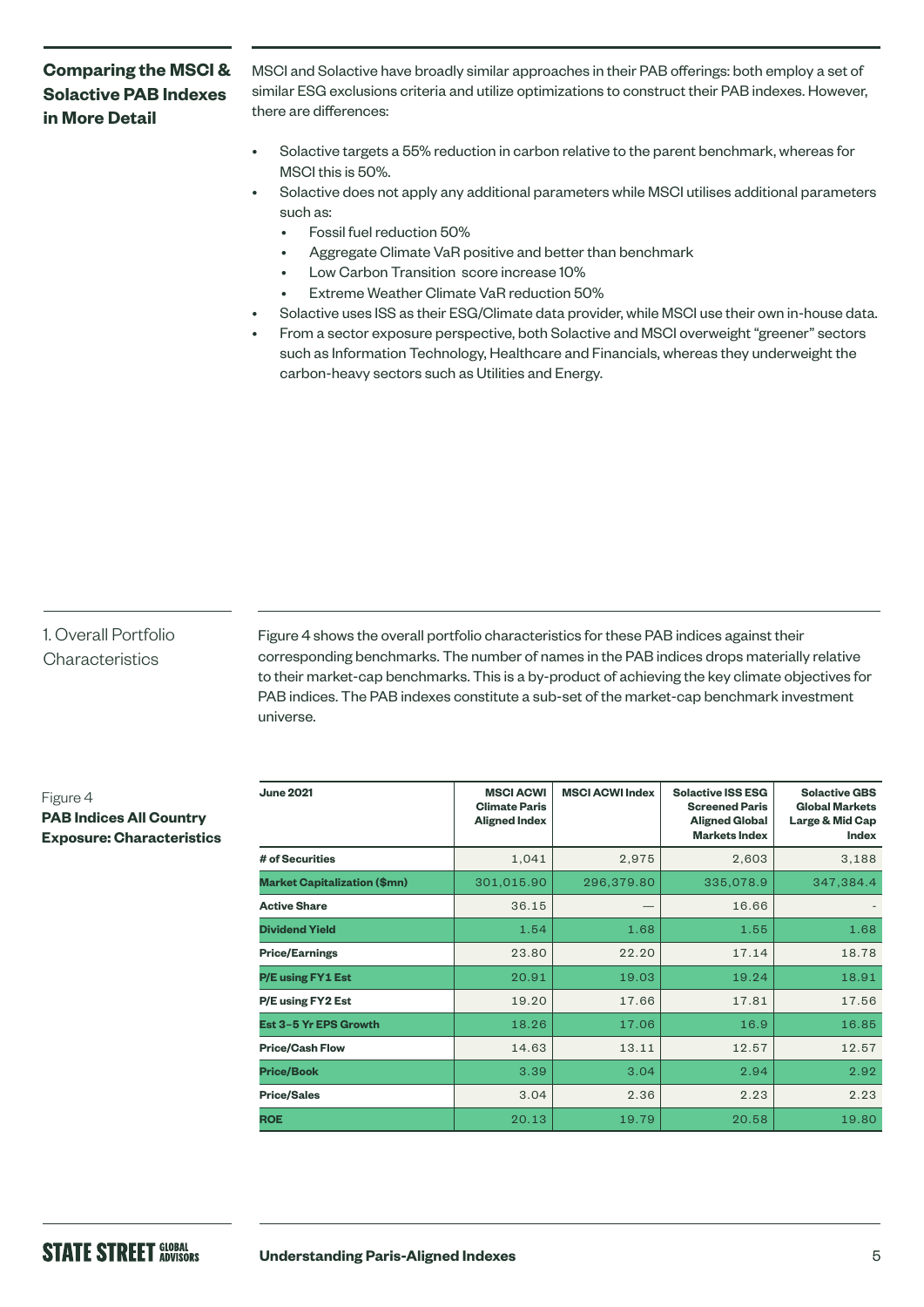## Comparing the MSCI & Solactive PAB Indexes in More Detail

MSCI and Solactive have broadly similar approaches in their PAB offerings: both employ a set of similar ESG exclusions criteria and utilize optimizations to construct their PAB indexes. However, there are differences:

- Solactive targets a 55% reduction in carbon relative to the parent benchmark, whereas for MSCI this is 50%.
- Solactive does not apply any additional parameters while MSCI utilises additional parameters such as:
  - Fossil fuel reduction 50%
  - Aggregate Climate VaR positive and better than benchmark
  - Low Carbon Transition score increase 10%
  - Extreme Weather Climate VaR reduction 50%
- Solactive uses ISS as their ESG/Climate data provider, while MSCI use their own in-house data.
- From a sector exposure perspective, both Solactive and MSCI overweight "greener" sectors such as Information Technology, Healthcare and Financials, whereas they underweight the carbon-heavy sectors such as Utilities and Energy.

## 1. Overall Portfolio Characteristics

Figure 4 shows the overall portfolio characteristics for these PAB indices against their corresponding benchmarks. The number of names in the PAB indices drops materially relative to their market-cap benchmarks. This is a by-product of achieving the key climate objectives for PAB indices. The PAB indexes constitute a sub-set of the market-cap benchmark investment universe.

Figure 4
**PAB Indices All Country Exposure: Characteristics**

| June 2021 | MSCI ACWI Climate Paris Aligned Index | MSCI ACWI Index | Solactive ISS ESG Screened Paris Aligned Global Markets Index | Solactive GBS Global Markets Large & Mid Cap Index |
|---|---|---|---|---|
| # of Securities | 1,041 | 2,975 | 2,603 | 3,188 |
| Market Capitalization ($mn) | 301,015.90 | 296,379.80 | 335,078.9 | 347,384.4 |
| Active Share | 36.15 | — | 16.66 | - |
| Dividend Yield | 1.54 | 1.68 | 1.55 | 1.68 |
| Price/Earnings | 23.80 | 22.20 | 17.14 | 18.78 |
| P/E using FY1 Est | 20.91 | 19.03 | 19.24 | 18.91 |
| P/E using FY2 Est | 19.20 | 17.66 | 17.81 | 17.56 |
| Est 3–5 Yr EPS Growth | 18.26 | 17.06 | 16.9 | 16.85 |
| Price/Cash Flow | 14.63 | 13.11 | 12.57 | 12.57 |
| Price/Book | 3.39 | 3.04 | 2.94 | 2.92 |
| Price/Sales | 3.04 | 2.36 | 2.23 | 2.23 |
| ROE | 20.13 | 19.79 | 20.58 | 19.80 |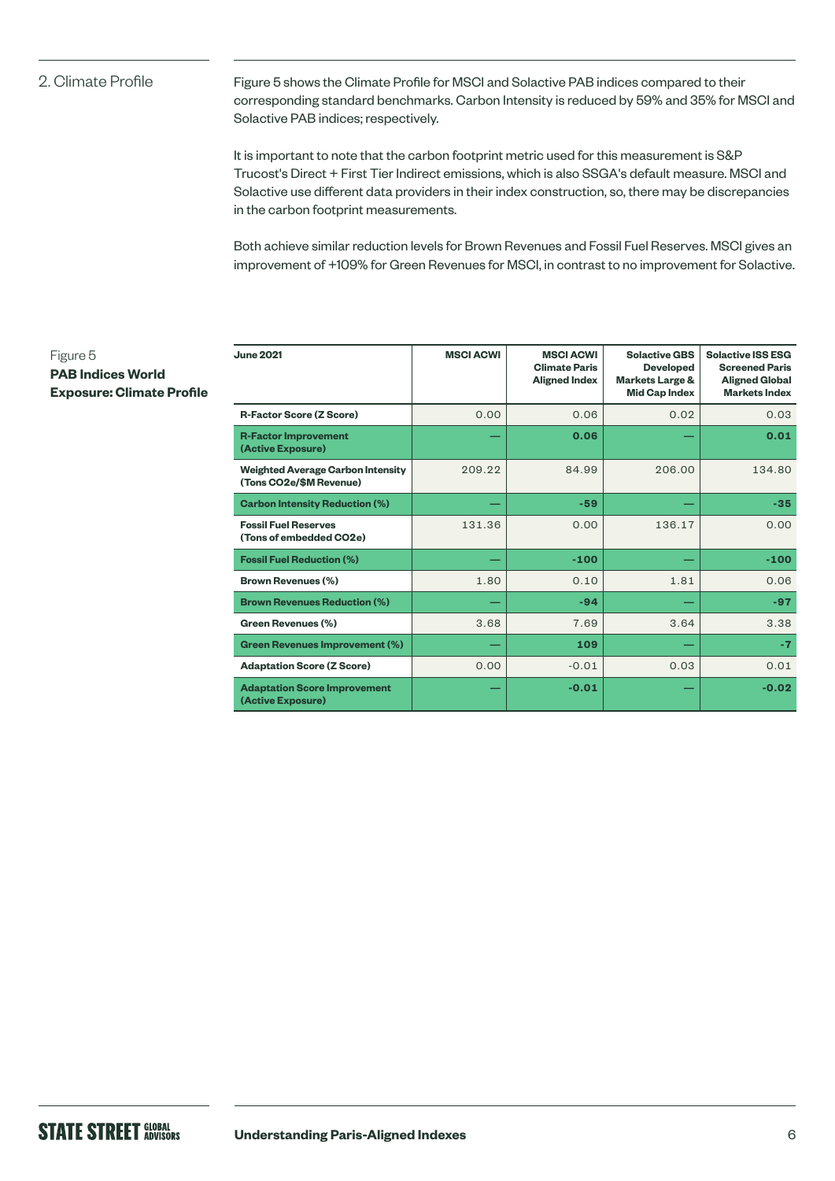## 2. Climate Profile

Figure 5 shows the Climate Profile for MSCI and Solactive PAB indices compared to their corresponding standard benchmarks. Carbon Intensity is reduced by 59% and 35% for MSCI and Solactive PAB indices; respectively.

It is important to note that the carbon footprint metric used for this measurement is S&P Trucost's Direct + First Tier Indirect emissions, which is also SSGA's default measure. MSCI and Solactive use different data providers in their index construction, so, there may be discrepancies in the carbon footprint measurements.

Both achieve similar reduction levels for Brown Revenues and Fossil Fuel Reserves. MSCI gives an improvement of +109% for Green Revenues for MSCI, in contrast to no improvement for Solactive.

Figure 5
**PAB Indices World Exposure: Climate Profile**

| June 2021 | MSCI ACWI | MSCI ACWI Climate Paris Aligned Index | Solactive GBS Developed Markets Large & Mid Cap Index | Solactive ISS ESG Screened Paris Aligned Global Markets Index |
|---|---|---|---|---|
| R-Factor Score (Z Score) | 0.00 | 0.06 | 0.02 | 0.03 |
| **R-Factor Improvement (Active Exposure)** | — | **0.06** | — | **0.01** |
| Weighted Average Carbon Intensity (Tons CO2e/$M Revenue) | 209.22 | 84.99 | 206.00 | 134.80 |
| **Carbon Intensity Reduction (%)** | — | **-59** | — | **-35** |
| Fossil Fuel Reserves (Tons of embedded CO2e) | 131.36 | 0.00 | 136.17 | 0.00 |
| **Fossil Fuel Reduction (%)** | — | **-100** | — | **-100** |
| Brown Revenues (%) | 1.80 | 0.10 | 1.81 | 0.06 |
| **Brown Revenues Reduction (%)** | — | **-94** | — | **-97** |
| Green Revenues (%) | 3.68 | 7.69 | 3.64 | 3.38 |
| **Green Revenues Improvement (%)** | — | **109** | — | **-7** |
| Adaptation Score (Z Score) | 0.00 | -0.01 | 0.03 | 0.01 |
| **Adaptation Score Improvement (Active Exposure)** | — | **-0.01** | — | **-0.02** |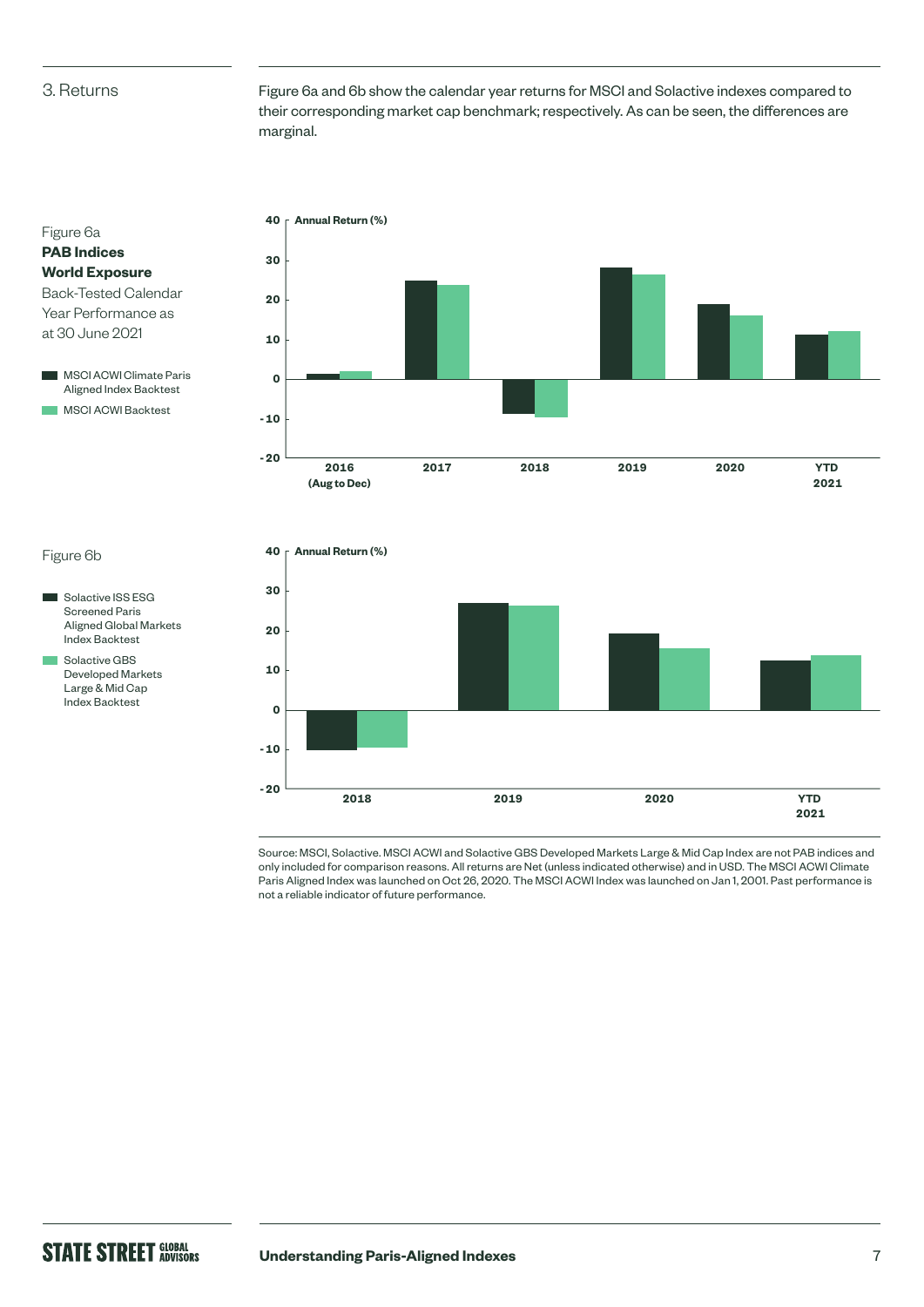## 3. Returns

Figure 6a and 6b show the calendar year returns for MSCI and Solactive indexes compared to their corresponding market cap benchmark; respectively. As can be seen, the differences are marginal.

Figure 6a
**PAB Indices**
**World Exposure**
Back-Tested Calendar Year Performance as at 30 June 2021

- MSCI ACWI Climate Paris Aligned Index Backtest
- MSCI ACWI Backtest

Annual Return (%)

Axis: 40, 30, 20, 10, 0, -10, -20

Categories: 2016 (Aug to Dec), 2017, 2018, 2019, 2020, YTD 2021

Figure 6b

- Solactive ISS ESG Screened Paris Aligned Global Markets Index Backtest
- Solactive GBS Developed Markets Large & Mid Cap Index Backtest

Annual Return (%)

Axis: 40, 30, 20, 10, 0, -10, -20

Categories: 2018, 2019, 2020, YTD 2021

Source: MSCI, Solactive. MSCI ACWI and Solactive GBS Developed Markets Large & Mid Cap Index are not PAB indices and only included for comparison reasons. All returns are Net (unless indicated otherwise) and in USD. The MSCI ACWI Climate Paris Aligned Index was launched on Oct 26, 2020. The MSCI ACWI Index was launched on Jan 1, 2001. Past performance is not a reliable indicator of future performance.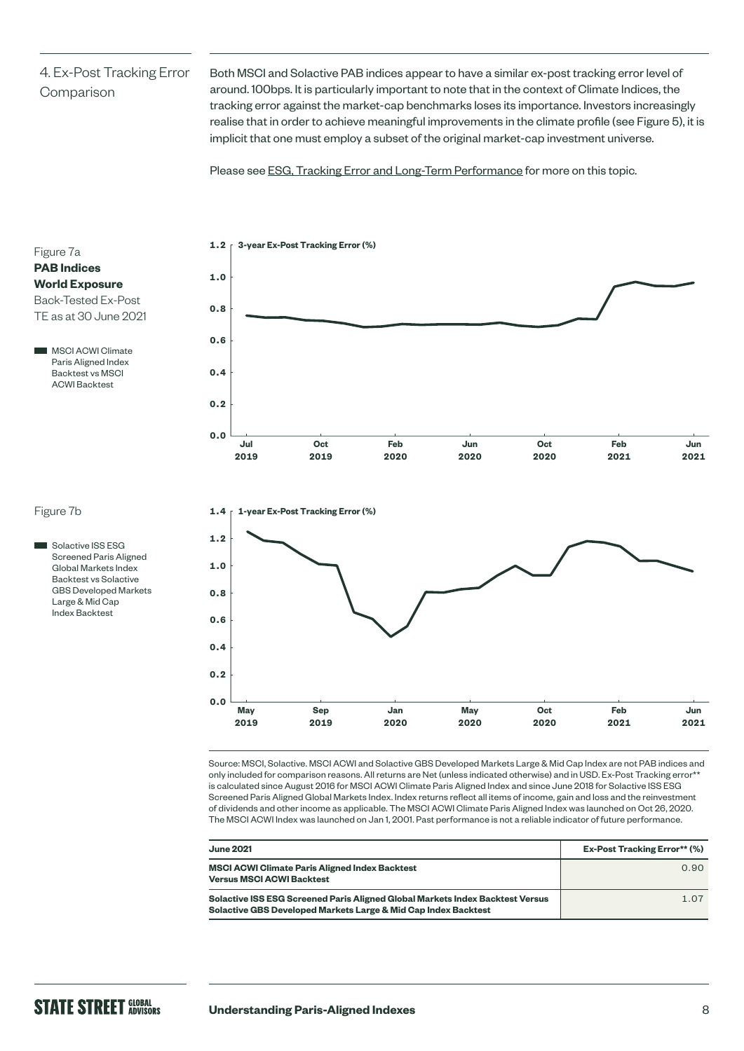## 4. Ex-Post Tracking Error Comparison

Both MSCI and Solactive PAB indices appear to have a similar ex-post tracking error level of around. 100bps. It is particularly important to note that in the context of Climate Indices, the tracking error against the market-cap benchmarks loses its importance. Investors increasingly realise that in order to achieve meaningful improvements in the climate profile (see Figure 5), it is implicit that one must employ a subset of the original market-cap investment universe.

Please see ESG, Tracking Error and Long-Term Performance for more on this topic.

Figure 7a
**PAB Indices World Exposure**
Back-Tested Ex-Post TE as at 30 June 2021

MSCI ACWI Climate Paris Aligned Index Backtest vs MSCI ACWI Backtest

**3-year Ex-Post Tracking Error (%)**

Figure 7b

Solactive ISS ESG Screened Paris Aligned Global Markets Index Backtest vs Solactive GBS Developed Markets Large & Mid Cap Index Backtest

**1-year Ex-Post Tracking Error (%)**

Source: MSCI, Solactive. MSCI ACWI and Solactive GBS Developed Markets Large & Mid Cap Index are not PAB indices and only included for comparison reasons. All returns are Net (unless indicated otherwise) and in USD. Ex-Post Tracking error** is calculated since August 2016 for MSCI ACWI Climate Paris Aligned Index and since June 2018 for Solactive ISS ESG Screened Paris Aligned Global Markets Index. Index returns reflect all items of income, gain and loss and the reinvestment of dividends and other income as applicable. The MSCI ACWI Climate Paris Aligned Index was launched on Oct 26, 2020. The MSCI ACWI Index was launched on Jan 1, 2001. Past performance is not a reliable indicator of future performance.

| June 2021 | Ex-Post Tracking Error** (%) |
|---|---|
| **MSCI ACWI Climate Paris Aligned Index Backtest Versus MSCI ACWI Backtest** | 0.90 |
| **Solactive ISS ESG Screened Paris Aligned Global Markets Index Backtest Versus Solactive GBS Developed Markets Large & Mid Cap Index Backtest** | 1.07 |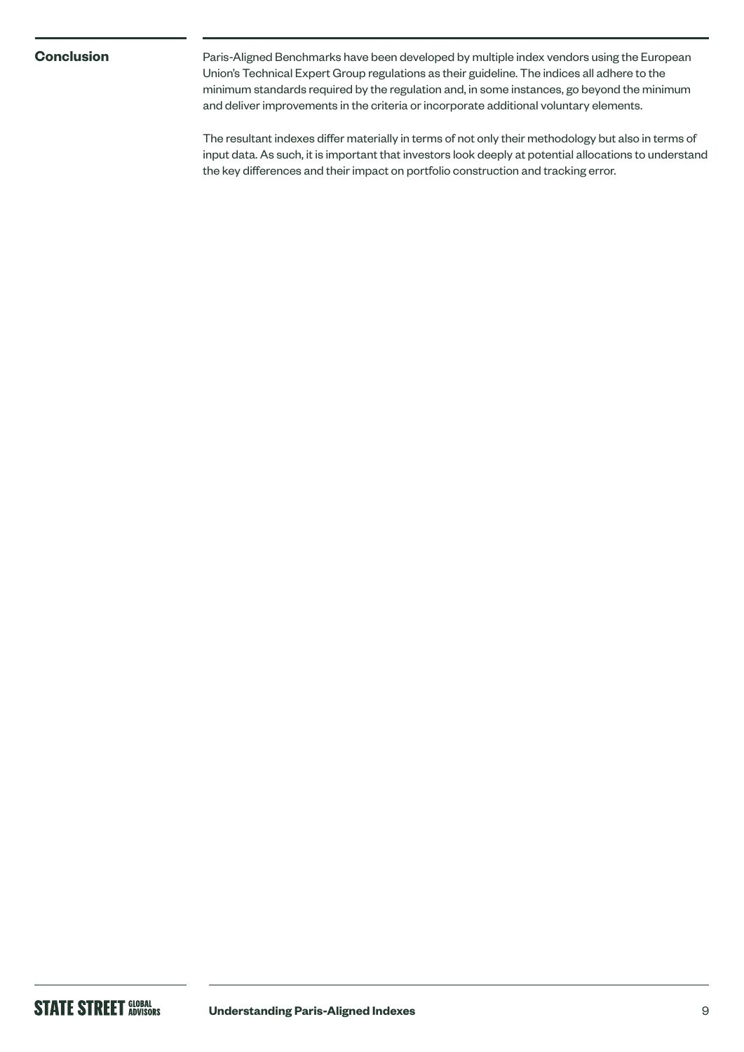## Conclusion

Paris-Aligned Benchmarks have been developed by multiple index vendors using the European Union's Technical Expert Group regulations as their guideline. The indices all adhere to the minimum standards required by the regulation and, in some instances, go beyond the minimum and deliver improvements in the criteria or incorporate additional voluntary elements.

The resultant indexes differ materially in terms of not only their methodology but also in terms of input data. As such, it is important that investors look deeply at potential allocations to understand the key differences and their impact on portfolio construction and tracking error.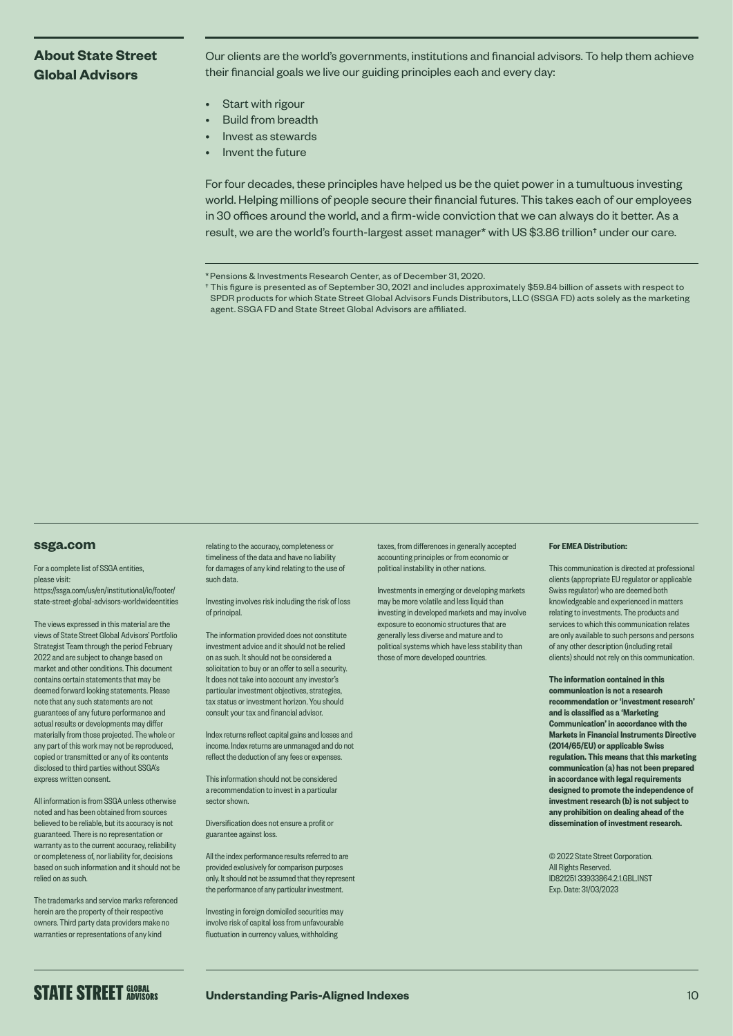## About State Street Global Advisors

Our clients are the world's governments, institutions and financial advisors. To help them achieve their financial goals we live our guiding principles each and every day:

- Start with rigour
- Build from breadth
- Invest as stewards
- Invent the future

For four decades, these principles have helped us be the quiet power in a tumultuous investing world. Helping millions of people secure their financial futures. This takes each of our employees in 30 offices around the world, and a firm-wide conviction that we can always do it better. As a result, we are the world's fourth-largest asset manager* with US $3.86 trillion† under our care.

* Pensions & Investments Research Center, as of December 31, 2020.

† This figure is presented as of September 30, 2021 and includes approximately $59.84 billion of assets with respect to SPDR products for which State Street Global Advisors Funds Distributors, LLC (SSGA FD) acts solely as the marketing agent. SSGA FD and State Street Global Advisors are affiliated.

**ssga.com**

For a complete list of SSGA entities, please visit: https://ssga.com/us/en/institutional/ic/footer/state-street-global-advisors-worldwideentities

The views expressed in this material are the views of State Street Global Advisors' Portfolio Strategist Team through the period February 2022 and are subject to change based on market and other conditions. This document contains certain statements that may be deemed forward looking statements. Please note that any such statements are not guarantees of any future performance and actual results or developments may differ materially from those projected. The whole or any part of this work may not be reproduced, copied or transmitted or any of its contents disclosed to third parties without SSGA's express written consent.

All information is from SSGA unless otherwise noted and has been obtained from sources believed to be reliable, but its accuracy is not guaranteed. There is no representation or warranty as to the current accuracy, reliability or completeness of, nor liability for, decisions based on such information and it should not be relied on as such.

The trademarks and service marks referenced herein are the property of their respective owners. Third party data providers make no warranties or representations of any kind relating to the accuracy, completeness or timeliness of the data and have no liability for damages of any kind relating to the use of such data.

Investing involves risk including the risk of loss of principal.

The information provided does not constitute investment advice and it should not be relied on as such. It should not be considered a solicitation to buy or an offer to sell a security. It does not take into account any investor's particular investment objectives, strategies, tax status or investment horizon. You should consult your tax and financial advisor.

Index returns reflect capital gains and losses and income. Index returns are unmanaged and do not reflect the deduction of any fees or expenses.

This information should not be considered a recommendation to invest in a particular sector shown.

Diversification does not ensure a profit or guarantee against loss.

All the index performance results referred to are provided exclusively for comparison purposes only. It should not be assumed that they represent the performance of any particular investment.

Investing in foreign domiciled securities may involve risk of capital loss from unfavourable fluctuation in currency values, withholding taxes, from differences in generally accepted accounting principles or from economic or political instability in other nations.

Investments in emerging or developing markets may be more volatile and less liquid than investing in developed markets and may involve exposure to economic structures that are generally less diverse and mature and to political systems which have less stability than those of more developed countries.

**For EMEA Distribution:**

This communication is directed at professional clients (appropriate EU regulator or applicable Swiss regulator) who are deemed both knowledgeable and experienced in matters relating to investments. The products and services to which this communication relates are only available to such persons and persons of any other description (including retail clients) should not rely on this communication.

**The information contained in this communication is not a research recommendation or 'investment research' and is classified as a 'Marketing Communication' in accordance with the Markets in Financial Instruments Directive (2014/65/EU) or applicable Swiss regulation. This means that this marketing communication (a) has not been prepared in accordance with legal requirements designed to promote the independence of investment research (b) is not subject to any prohibition on dealing ahead of the dissemination of investment research.**

© 2022 State Street Corporation.
All Rights Reserved.
ID821251 33933864.2.1.GBL.INST
Exp. Date: 31/03/2023